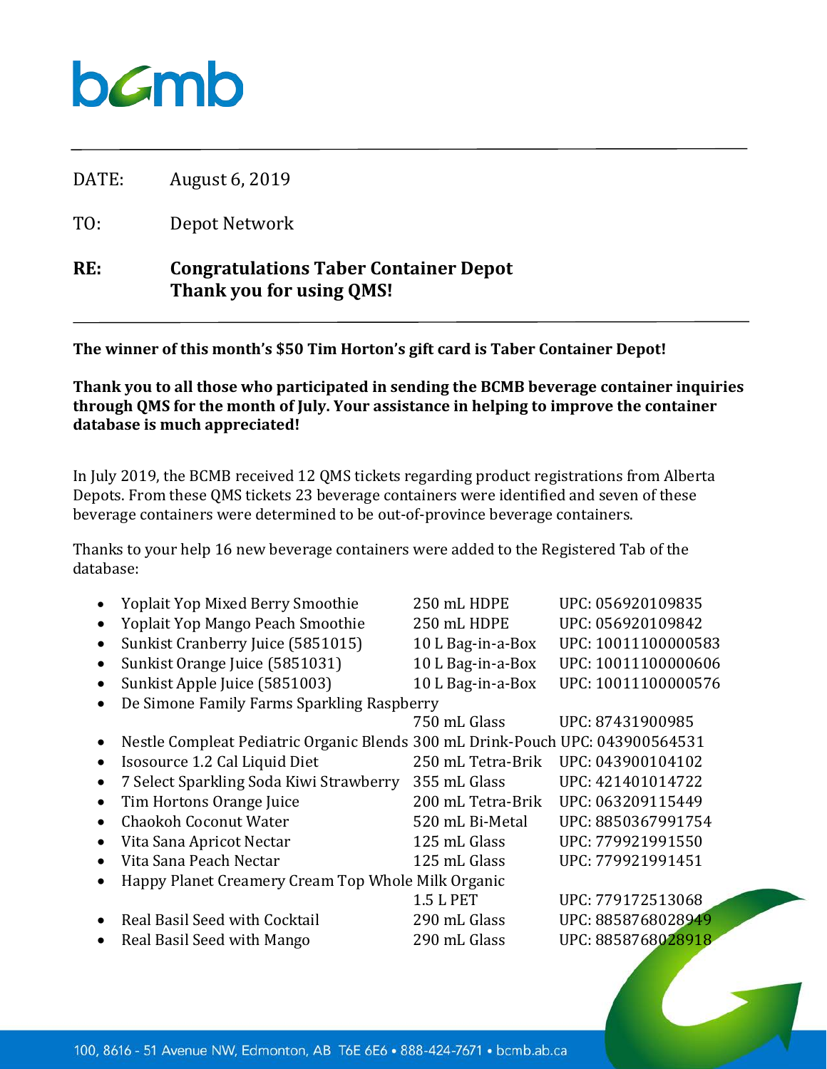DATE: August 6, 2019

TO: Depot Network

**RE: Congratulations Taber Container Depot**
**Thank you for using QMS!**

**The winner of this month's $50 Tim Horton's gift card is Taber Container Depot!**

**Thank you to all those who participated in sending the BCMB beverage container inquiries through QMS for the month of July. Your assistance in helping to improve the container database is much appreciated!**

In July 2019, the BCMB received 12 QMS tickets regarding product registrations from Alberta Depots. From these QMS tickets 23 beverage containers were identified and seven of these beverage containers were determined to be out-of-province beverage containers.

Thanks to your help 16 new beverage containers were added to the Registered Tab of the database:

- Yoplait Yop Mixed Berry Smoothie — 250 mL HDPE — UPC: 056920109835
- Yoplait Yop Mango Peach Smoothie — 250 mL HDPE — UPC: 056920109842
- Sunkist Cranberry Juice (5851015) — 10 L Bag-in-a-Box — UPC: 10011100000583
- Sunkist Orange Juice (5851031) — 10 L Bag-in-a-Box — UPC: 10011100000606
- Sunkist Apple Juice (5851003) — 10 L Bag-in-a-Box — UPC: 10011100000576
- De Simone Family Farms Sparkling Raspberry — 750 mL Glass — UPC: 87431900985
- Nestle Compleat Pediatric Organic Blends — 300 mL Drink-Pouch — UPC: 043900564531
- Isosource 1.2 Cal Liquid Diet — 250 mL Tetra-Brik — UPC: 043900104102
- 7 Select Sparkling Soda Kiwi Strawberry — 355 mL Glass — UPC: 421401014722
- Tim Hortons Orange Juice — 200 mL Tetra-Brik — UPC: 063209115449
- Chaokoh Coconut Water — 520 mL Bi-Metal — UPC: 8850367991754
- Vita Sana Apricot Nectar — 125 mL Glass — UPC: 779921991550
- Vita Sana Peach Nectar — 125 mL Glass — UPC: 779921991451
- Happy Planet Creamery Cream Top Whole Milk Organic — 1.5 L PET — UPC: 779172513068
- Real Basil Seed with Cocktail — 290 mL Glass — UPC: 8858768028949
- Real Basil Seed with Mango — 290 mL Glass — UPC: 8858768028918

100, 8616 - 51 Avenue NW, Edmonton, AB T6E 6E6 • 888-424-7671 • bcmb.ab.ca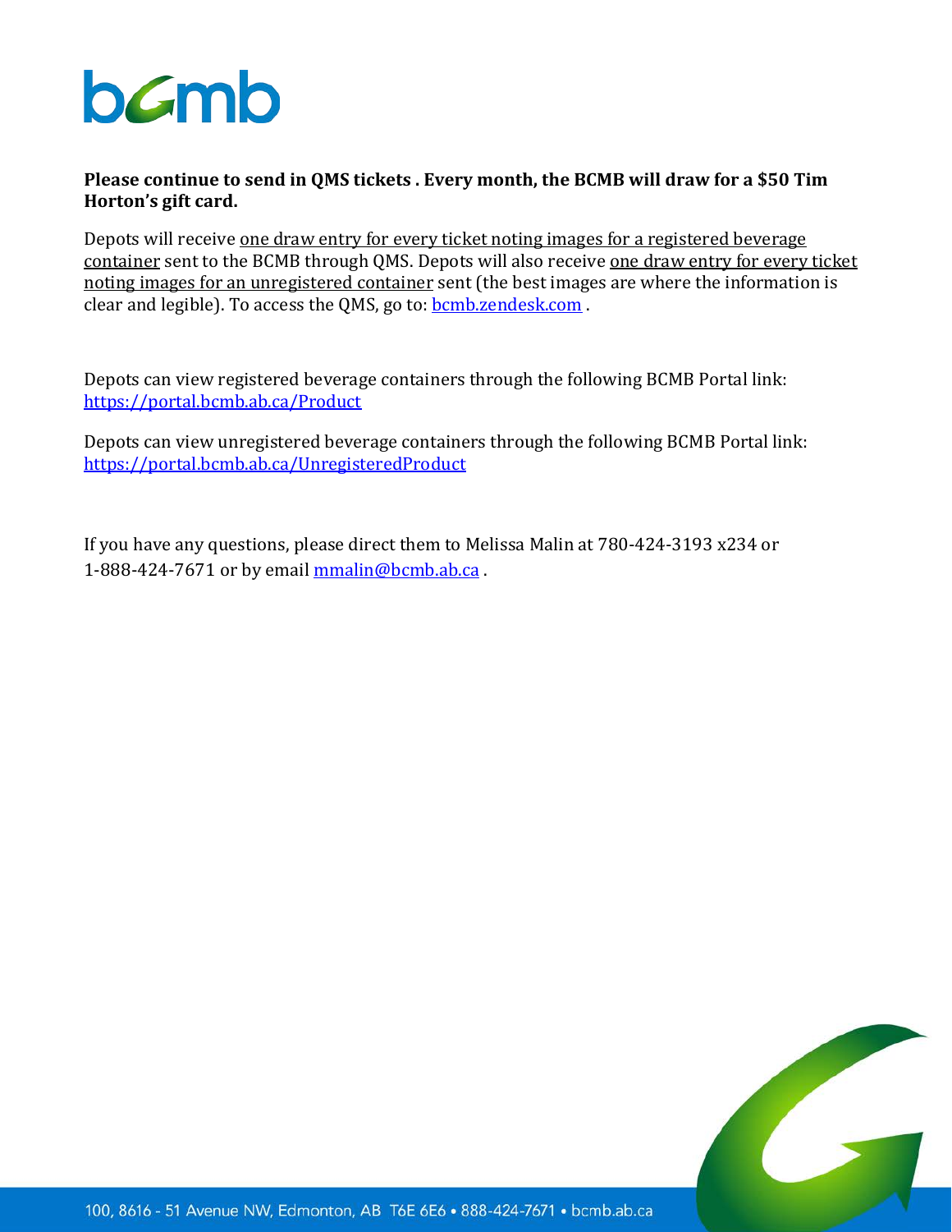**Please continue to send in QMS tickets . Every month, the BCMB will draw for a $50 Tim Horton's gift card.**

Depots will receive one draw entry for every ticket noting images for a registered beverage container sent to the BCMB through QMS. Depots will also receive one draw entry for every ticket noting images for an unregistered container sent (the best images are where the information is clear and legible). To access the QMS, go to: bcmb.zendesk.com .

Depots can view registered beverage containers through the following BCMB Portal link: https://portal.bcmb.ab.ca/Product

Depots can view unregistered beverage containers through the following BCMB Portal link: https://portal.bcmb.ab.ca/UnregisteredProduct

If you have any questions, please direct them to Melissa Malin at 780-424-3193 x234 or 1-888-424-7671 or by email mmalin@bcmb.ab.ca .